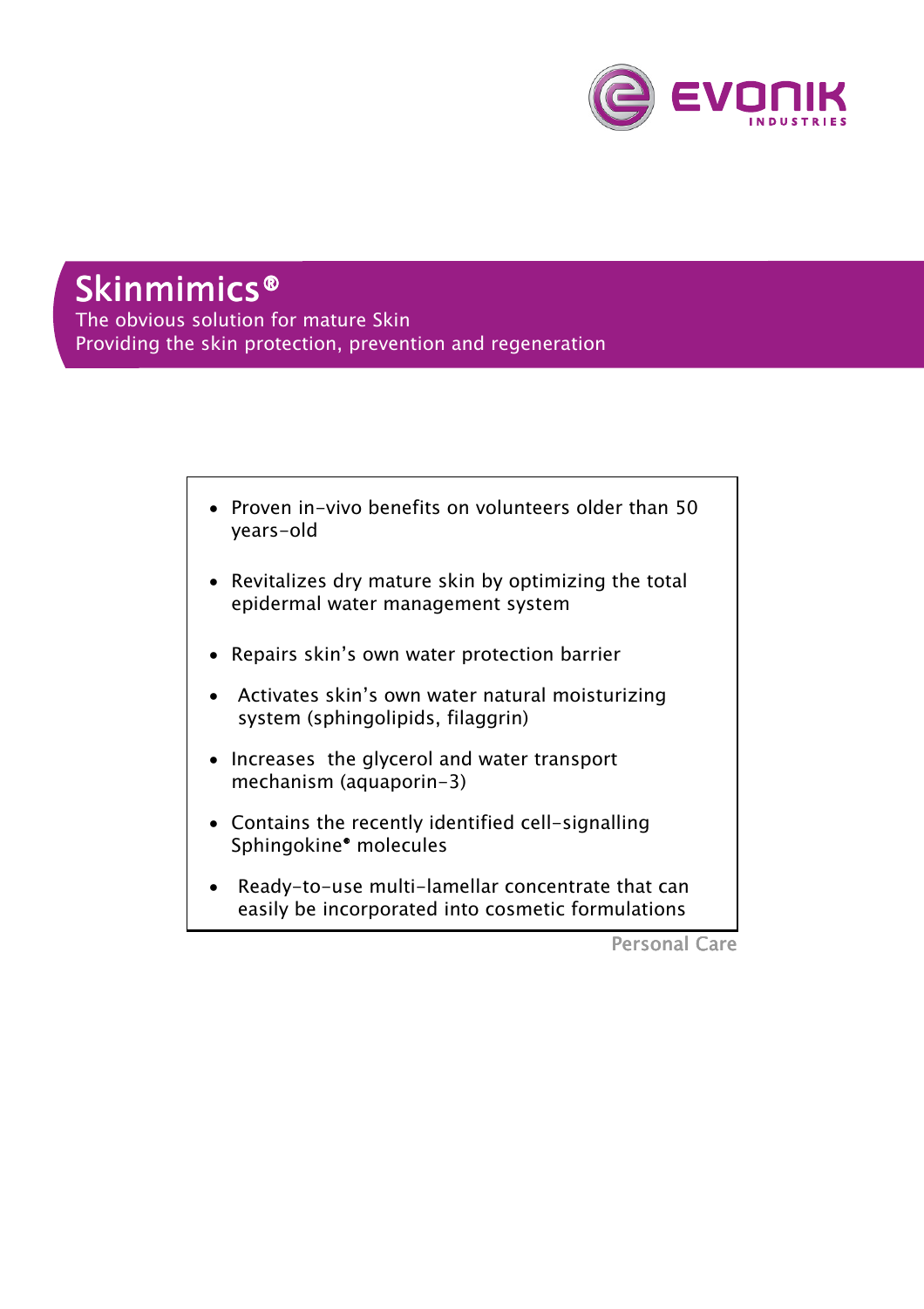# Skinmimics®

The obvious solution for mature Skin
Providing the skin protection, prevention and regeneration

- Proven in-vivo benefits on volunteers older than 50 years-old
- Revitalizes dry mature skin by optimizing the total epidermal water management system
- Repairs skin's own water protection barrier
- Activates skin's own water natural moisturizing system (sphingolipids, filaggrin)
- Increases the glycerol and water transport mechanism (aquaporin-3)
- Contains the recently identified cell-signalling Sphingokine® molecules
- Ready-to-use multi-lamellar concentrate that can easily be incorporated into cosmetic formulations

Personal Care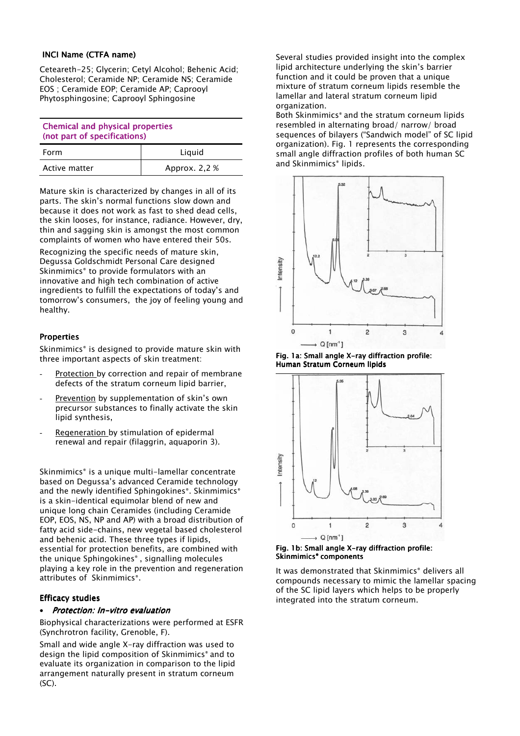### INCI Name (CTFA name)

Ceteareth-25; Glycerin; Cetyl Alcohol; Behenic Acid; Cholesterol; Ceramide NP; Ceramide NS; Ceramide EOS ; Ceramide EOP; Ceramide AP; Caprooyl Phytosphingosine; Caprooyl Sphingosine

| Chemical and physical properties (not part of specifications) | |
|---|---|
| Form | Liquid |
| Active matter | Approx. 2,2 % |

Mature skin is characterized by changes in all of its parts. The skin's normal functions slow down and because it does not work as fast to shed dead cells, the skin looses, for instance, radiance. However, dry, thin and sagging skin is amongst the most common complaints of women who have entered their 50s.

Recognizing the specific needs of mature skin, Degussa Goldschmidt Personal Care designed Skinmimics® to provide formulators with an innovative and high tech combination of active ingredients to fulfill the expectations of today's and tomorrow's consumers, the joy of feeling young and healthy.

### Properties

Skinmimics® is designed to provide mature skin with three important aspects of skin treatment:

- Protection by correction and repair of membrane defects of the stratum corneum lipid barrier,
- Prevention by supplementation of skin's own precursor substances to finally activate the skin lipid synthesis,
- Regeneration by stimulation of epidermal renewal and repair (filaggrin, aquaporin 3).

Skinmimics® is a unique multi-lamellar concentrate based on Degussa's advanced Ceramide technology and the newly identified Sphingokines®. Skinmimics® is a skin-identical equimolar blend of new and unique long chain Ceramides (including Ceramide EOP, EOS, NS, NP and AP) with a broad distribution of fatty acid side-chains, new vegetal based cholesterol and behenic acid. These three types if lipids, essential for protection benefits, are combined with the unique Sphingokines® , signalling molecules playing a key role in the prevention and regeneration attributes of Skinmimics®.

### Efficacy studies

- ***Protection: In-vitro evaluation***

Biophysical characterizations were performed at ESFR (Synchrotron facility, Grenoble, F).

Small and wide angle X-ray diffraction was used to design the lipid composition of Skinmimics® and to evaluate its organization in comparison to the lipid arrangement naturally present in stratum corneum (SC).

Several studies provided insight into the complex lipid architecture underlying the skin's barrier function and it could be proven that a unique mixture of stratum corneum lipids resemble the lamellar and lateral stratum corneum lipid organization.

Both Skinmimics® and the stratum corneum lipids resembled in alternating broad/ narrow/ broad sequences of bilayers ("Sandwich model" of SC lipid organization). Fig. 1 represents the corresponding small angle diffraction profiles of both human SC and Skinmimics® lipids.

**Fig. 1a: Small angle X-ray diffraction profile: Human Stratum Corneum lipids**

**Fig. 1b: Small angle X-ray diffraction profile: Skinmimics® components**

It was demonstrated that Skinmimics® delivers all compounds necessary to mimic the lamellar spacing of the SC lipid layers which helps to be properly integrated into the stratum corneum.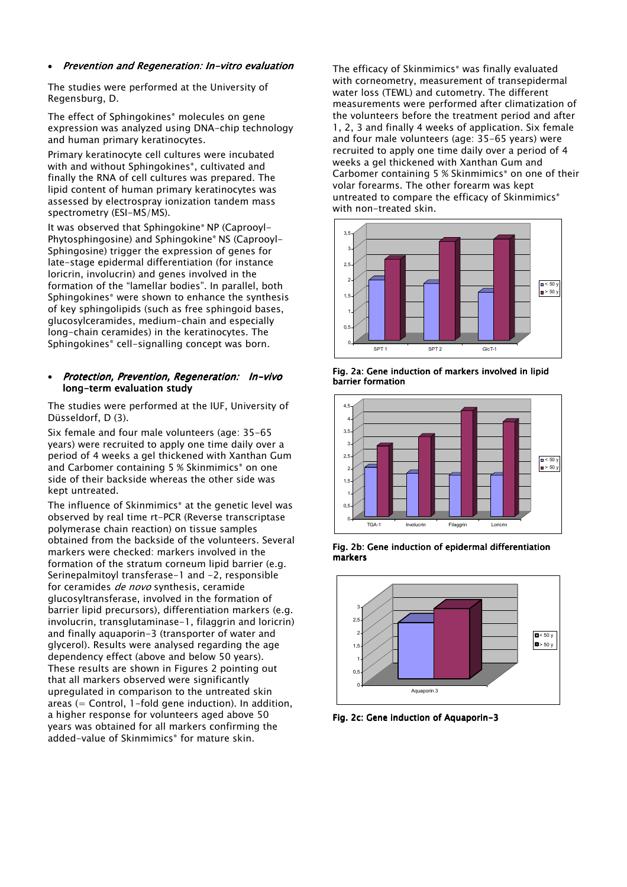- *Prevention and Regeneration: In-vitro evaluation*

The studies were performed at the University of Regensburg, D.

The effect of Sphingokines® molecules on gene expression was analyzed using DNA-chip technology and human primary keratinocytes.

Primary keratinocyte cell cultures were incubated with and without Sphingokines®, cultivated and finally the RNA of cell cultures was prepared. The lipid content of human primary keratinocytes was assessed by electrospray ionization tandem mass spectrometry (ESI-MS/MS).

It was observed that Sphingokine® NP (Caprooyl-Phytosphingosine) and Sphingokine® NS (Caprooyl-Sphingosine) trigger the expression of genes for late-stage epidermal differentiation (for instance loricrin, involucrin) and genes involved in the formation of the "lamellar bodies". In parallel, both Sphingokines® were shown to enhance the synthesis of key sphingolipids (such as free sphingoid bases, glucosylceramides, medium-chain and especially long-chain ceramides) in the keratinocytes. The Sphingokines® cell-signalling concept was born.

- ***Protection, Prevention, Regeneration: In-vivo* long-term evaluation study**

The studies were performed at the IUF, University of Düsseldorf, D (3).

Six female and four male volunteers (age: 35-65 years) were recruited to apply one time daily over a period of 4 weeks a gel thickened with Xanthan Gum and Carbomer containing 5 % Skinmimics® on one side of their backside whereas the other side was kept untreated.

The influence of Skinmimics® at the genetic level was observed by real time rt-PCR (Reverse transcriptase polymerase chain reaction) on tissue samples obtained from the backside of the volunteers. Several markers were checked: markers involved in the formation of the stratum corneum lipid barrier (e.g. Serinepalmitoyl transferase-1 and -2, responsible for ceramides *de novo* synthesis, ceramide glucosyltransferase, involved in the formation of barrier lipid precursors), differentiation markers (e.g. involucrin, transglutaminase-1, filaggrin and loricrin) and finally aquaporin-3 (transporter of water and glycerol). Results were analysed regarding the age dependency effect (above and below 50 years). These results are shown in Figures 2 pointing out that all markers observed were significantly upregulated in comparison to the untreated skin areas (= Control, 1-fold gene induction). In addition, a higher response for volunteers aged above 50 years was obtained for all markers confirming the added-value of Skinmimics® for mature skin.

The efficacy of Skinmimics® was finally evaluated with corneometry, measurement of transepidermal water loss (TEWL) and cutometry. The different measurements were performed after climatization of the volunteers before the treatment period and after 1, 2, 3 and finally 4 weeks of application. Six female and four male volunteers (age: 35-65 years) were recruited to apply one time daily over a period of 4 weeks a gel thickened with Xanthan Gum and Carbomer containing 5 % Skinmimics® on one of their volar forearms. The other forearm was kept untreated to compare the efficacy of Skinmimics® with non-treated skin.

**Fig. 2a: Gene induction of markers involved in lipid barrier formation**

**Fig. 2b: Gene induction of epidermal differentiation markers**

**Fig. 2c: Gene induction of Aquaporin-3**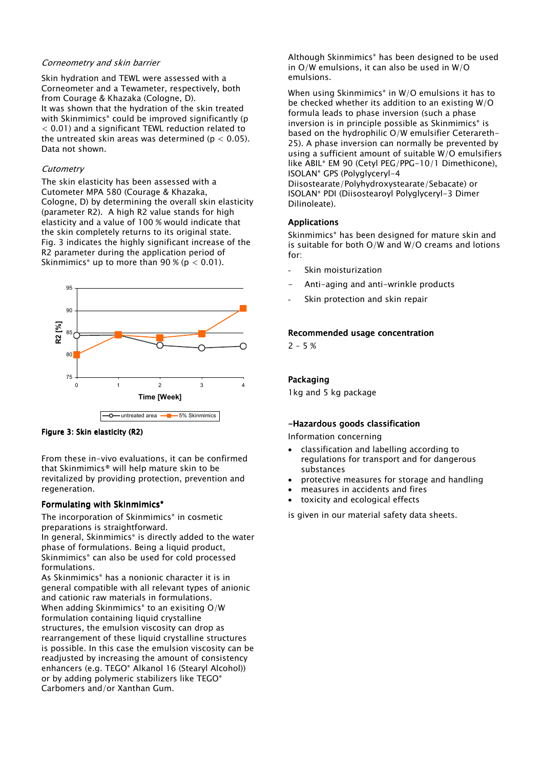*Corneometry and skin barrier*

Skin hydration and TEWL were assessed with a Corneometer and a Tewameter, respectively, both from Courage & Khazaka (Cologne, D).
It was shown that the hydration of the skin treated with Skinmimics® could be improved significantly ($p < 0.01$) and a significant TEWL reduction related to the untreated skin areas was determined ($p < 0.05$). Data not shown.

*Cutometry*

The skin elasticity has been assessed with a Cutometer MPA 580 (Courage & Khazaka, Cologne, D) by determining the overall skin elasticity (parameter R2). A high R2 value stands for high elasticity and a value of 100 % would indicate that the skin completely returns to its original state. Fig. 3 indicates the highly significant increase of the R2 parameter during the application period of Skinmimics® up to more than 90 % ($p < 0.01$).

**Figure 3: Skin elasticity (R2)**

From these in-vivo evaluations, it can be confirmed that Skinmimics® will help mature skin to be revitalized by providing protection, prevention and regeneration.

### Formulating with Skinmimics®

The incorporation of Skinmimics® in cosmetic preparations is straightforward.
In general, Skinmimics® is directly added to the water phase of formulations. Being a liquid product, Skinmimics® can also be used for cold processed formulations.
As Skinmimics® has a nonionic character it is in general compatible with all relevant types of anionic and cationic raw materials in formulations.
When adding Skinmimics® to an exisiting O/W formulation containing liquid crystalline structures, the emulsion viscosity can drop as rearrangement of these liquid crystalline structures is possible. In this case the emulsion viscosity can be readjusted by increasing the amount of consistency enhancers (e.g. TEGO® Alkanol 16 (Stearyl Alcohol)) or by adding polymeric stabilizers like TEGO® Carbomers and/or Xanthan Gum.

Although Skinmimics® has been designed to be used in O/W emulsions, it can also be used in W/O emulsions.

When using Skinmimics® in W/O emulsions it has to be checked whether its addition to an existing W/O formula leads to phase inversion (such a phase inversion is in principle possible as Skinmimics® is based on the hydrophilic O/W emulsifier Ceteareth-25). A phase inversion can normally be prevented by using a sufficient amount of suitable W/O emulsifiers like ABIL® EM 90 (Cetyl PEG/PPG-10/1 Dimethicone), ISOLAN® GPS (Polyglyceryl-4 Diisostearate/Polyhydroxystearate/Sebacate) or ISOLAN® PDI (Diisostearoyl Polyglyceryl-3 Dimer Dilinoleate).

### Applications

Skinmimics® has been designed for mature skin and is suitable for both O/W and W/O creams and lotions for:

- Skin moisturization
- Anti-aging and anti-wrinkle products
- Skin protection and skin repair

### Recommended usage concentration

2 – 5 %

### Packaging

1kg and 5 kg package

### -Hazardous goods classification

Information concerning

- classification and labelling according to regulations for transport and for dangerous substances
- protective measures for storage and handling
- measures in accidents and fires
- toxicity and ecological effects

is given in our material safety data sheets.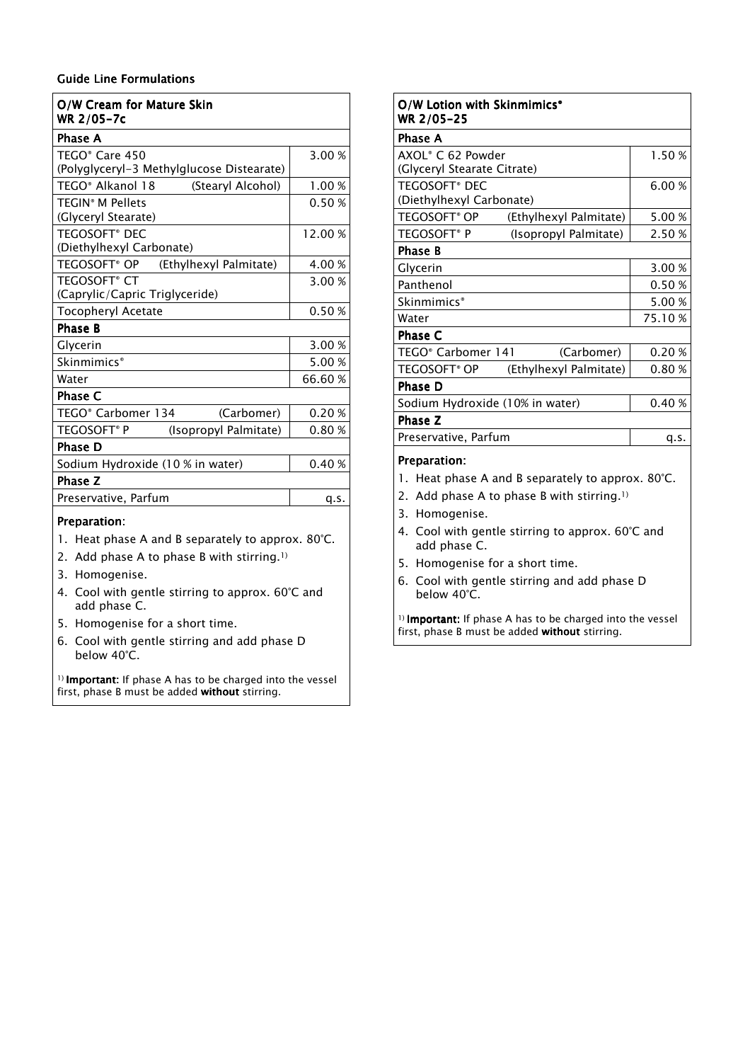## Guide Line Formulations

### O/W Cream for Mature Skin
WR 2/05-7c

| Phase A | |
|---|---|
| TEGO® Care 450 (Polyglyceryl-3 Methylglucose Distearate) | 3.00 % |
| TEGO® Alkanol 18 (Stearyl Alcohol) | 1.00 % |
| TEGIN® M Pellets (Glyceryl Stearate) | 0.50 % |
| TEGOSOFT® DEC (Diethylhexyl Carbonate) | 12.00 % |
| TEGOSOFT® OP (Ethylhexyl Palmitate) | 4.00 % |
| TEGOSOFT® CT (Caprylic/Capric Triglyceride) | 3.00 % |
| Tocopheryl Acetate | 0.50 % |
| **Phase B** | |
| Glycerin | 3.00 % |
| Skinmimics® | 5.00 % |
| Water | 66.60 % |
| **Phase C** | |
| TEGO® Carbomer 134 (Carbomer) | 0.20 % |
| TEGOSOFT® P (Isopropyl Palmitate) | 0.80 % |
| **Phase D** | |
| Sodium Hydroxide (10 % in water) | 0.40 % |
| **Phase Z** | |
| Preservative, Parfum | q.s. |

**Preparation:**

1. Heat phase A and B separately to approx. 80°C.
2. Add phase A to phase B with stirring.[1)]
3. Homogenise.
4. Cool with gentle stirring to approx. 60°C and add phase C.
5. Homogenise for a short time.
6. Cool with gentle stirring and add phase D below 40°C.

[1)] **Important:** If phase A has to be charged into the vessel first, phase B must be added **without** stirring.

### O/W Lotion with Skinmimics®
WR 2/05-25

| Phase A | |
|---|---|
| AXOL® C 62 Powder (Glyceryl Stearate Citrate) | 1.50 % |
| TEGOSOFT® DEC (Diethylhexyl Carbonate) | 6.00 % |
| TEGOSOFT® OP (Ethylhexyl Palmitate) | 5.00 % |
| TEGOSOFT® P (Isopropyl Palmitate) | 2.50 % |
| **Phase B** | |
| Glycerin | 3.00 % |
| Panthenol | 0.50 % |
| Skinmimics® | 5.00 % |
| Water | 75.10 % |
| **Phase C** | |
| TEGO® Carbomer 141 (Carbomer) | 0.20 % |
| TEGOSOFT® OP (Ethylhexyl Palmitate) | 0.80 % |
| **Phase D** | |
| Sodium Hydroxide (10% in water) | 0.40 % |
| **Phase Z** | |
| Preservative, Parfum | q.s. |

**Preparation:**

1. Heat phase A and B separately to approx. 80°C.
2. Add phase A to phase B with stirring.[1)]
3. Homogenise.
4. Cool with gentle stirring to approx. 60°C and add phase C.
5. Homogenise for a short time.
6. Cool with gentle stirring and add phase D below 40°C.

[1)] **Important:** If phase A has to be charged into the vessel first, phase B must be added **without** stirring.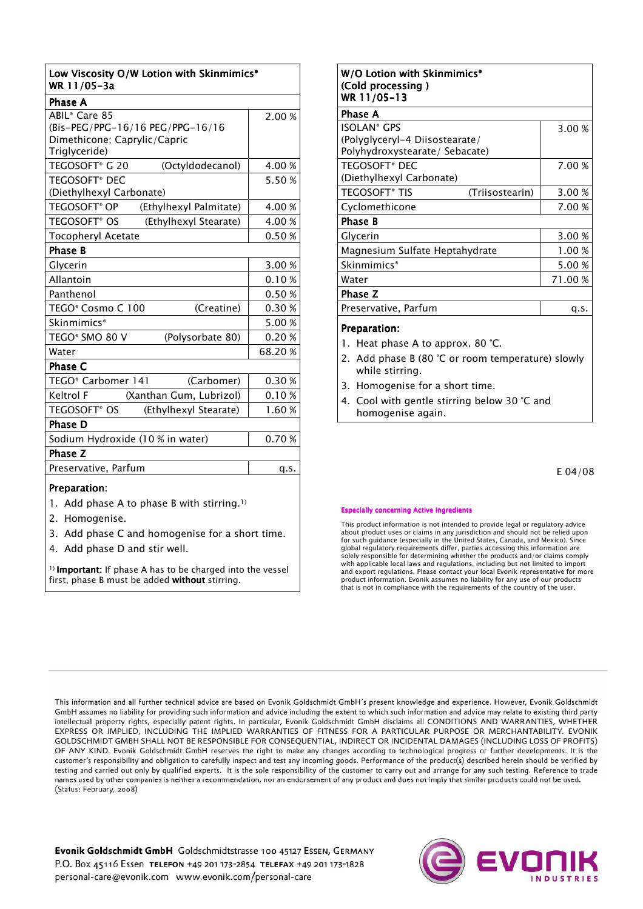## Low Viscosity O/W Lotion with Skinmimics®
WR 11/05-3a

| | |
|---|---|
| **Phase A** | |
| ABIL® Care 85 (Bis-PEG/PPG-16/16 PEG/PPG-16/16 Dimethicone; Caprylic/Capric Triglyceride) | 2.00 % |
| TEGOSOFT® G 20 (Octyldodecanol) | 4.00 % |
| TEGOSOFT® DEC (Diethylhexyl Carbonate) | 5.50 % |
| TEGOSOFT® OP (Ethylhexyl Palmitate) | 4.00 % |
| TEGOSOFT® OS (Ethylhexyl Stearate) | 4.00 % |
| Tocopheryl Acetate | 0.50 % |
| **Phase B** | |
| Glycerin | 3.00 % |
| Allantoin | 0.10 % |
| Panthenol | 0.50 % |
| TEGO® Cosmo C 100 (Creatine) | 0.30 % |
| Skinmimics® | 5.00 % |
| TEGO® SMO 80 V (Polysorbate 80) | 0.20 % |
| Water | 68.20 % |
| **Phase C** | |
| TEGO® Carbomer 141 (Carbomer) | 0.30 % |
| Keltrol F (Xanthan Gum, Lubrizol) | 0.10 % |
| TEGOSOFT® OS (Ethylhexyl Stearate) | 1.60 % |
| **Phase D** | |
| Sodium Hydroxide (10 % in water) | 0.70 % |
| **Phase Z** | |
| Preservative, Parfum | q.s. |

**Preparation:**

1. Add phase A to phase B with stirring.[1]
2. Homogenise.
3. Add phase C and homogenise for a short time.
4. Add phase D and stir well.

[1] **Important:** If phase A has to be charged into the vessel first, phase B must be added **without** stirring.

## W/O Lotion with Skinmimics® (Cold processing)
WR 11/05-13

| | |
|---|---|
| **Phase A** | |
| ISOLAN® GPS (Polyglyceryl-4 Diisostearate/ Polyhydroxystearate/ Sebacate) | 3.00 % |
| TEGOSOFT® DEC (Diethylhexyl Carbonate) | 7.00 % |
| TEGOSOFT® TIS (Triisostearin) | 3.00 % |
| Cyclomethicone | 7.00 % |
| **Phase B** | |
| Glycerin | 3.00 % |
| Magnesium Sulfate Heptahydrate | 1.00 % |
| Skinmimics® | 5.00 % |
| Water | 71.00 % |
| **Phase Z** | |
| Preservative, Parfum | q.s. |

**Preparation:**

1. Heat phase A to approx. 80 °C.
2. Add phase B (80 °C or room temperature) slowly while stirring.
3. Homogenise for a short time.
4. Cool with gentle stirring below 30 °C and homogenise again.

E 04/08

**Especially concerning Active Ingredients**

This product information is not intended to provide legal or regulatory advice about product uses or claims in any jurisdiction and should not be relied upon for such guidance (especially in the United States, Canada, and Mexico). Since global regulatory requirements differ, parties accessing this information are solely responsible for determining whether the products and/or claims comply with applicable local laws and regulations, including but not limited to import and export regulations. Please contact your local Evonik representative for more product information. Evonik assumes no liability for any use of our products that is not in compliance with the requirements of the country of the user.

This information and all further technical advice are based on Evonik Goldschmidt GmbH´s present knowledge and experience. However, Evonik Goldschmidt GmbH assumes no liability for providing such information and advice including the extent to which such information and advice may relate to existing third party intellectual property rights, especially patent rights. In particular, Evonik Goldschmidt GmbH disclaims all CONDITIONS AND WARRANTIES, WHETHER EXPRESS OR IMPLIED, INCLUDING THE IMPLIED WARRANTIES OF FITNESS FOR A PARTICULAR PURPOSE OR MERCHANTABILITY. EVONIK GOLDSCHMIDT GMBH SHALL NOT BE RESPONSIBLE FOR CONSEQUENTIAL, INDIRECT OR INCIDENTAL DAMAGES (INCLUDING LOSS OF PROFITS) OF ANY KIND. Evonik Goldschmidt GmbH reserves the right to make any changes according to technological progress or further developments. It is the customer's responsibility and obligation to carefully inspect and test any incoming goods. Performance of the product(s) described herein should be verified by testing and carried out only by qualified experts. It is the sole responsibility of the customer to carry out and arrange for any such testing. Reference to trade names used by other companies is neither a recommendation, nor an endorsement of any product and does not imply that similar products could not be used. (Status: February, 2008)

**Evonik Goldschmidt GmbH** Goldschmidtstrasse 100 45127 Essen, Germany
P.O. Box 45116 Essen **TELEFON** +49 201 173-2854 **TELEFAX** +49 201 173-1828
personal-care@evonik.com www.evonik.com/personal-care

EVONIK INDUSTRIES